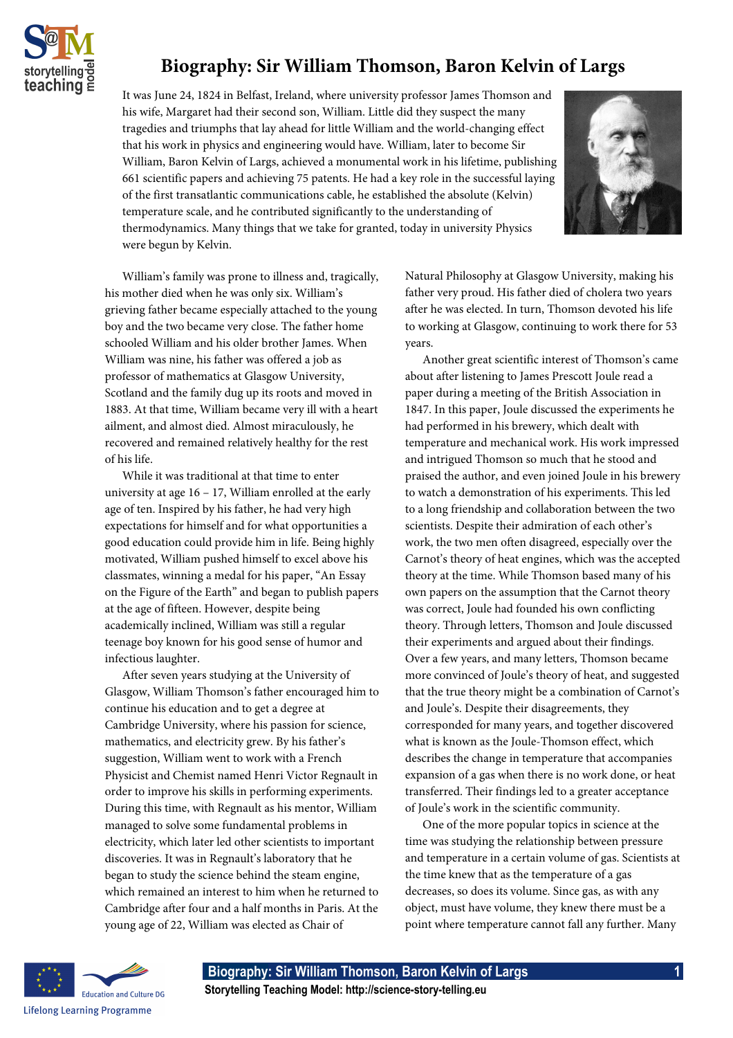# Biography: Sir William Thomson, Baron Kelvin of Largs

It was June 24, 1824 in Belfast, Ireland, where university professor James Thomson and his wife, Margaret had their second son, William. Little did they suspect the many tragedies and triumphs that lay ahead for little William and the world-changing effect that his work in physics and engineering would have. William, later to become Sir William, Baron Kelvin of Largs, achieved a monumental work in his lifetime, publishing 661 scientific papers and achieving 75 patents. He had a key role in the successful laying of the first transatlantic communications cable, he established the absolute (Kelvin) temperature scale, and he contributed significantly to the understanding of thermodynamics. Many things that we take for granted, today in university Physics were begun by Kelvin.

William's family was prone to illness and, tragically, his mother died when he was only six. William's grieving father became especially attached to the young boy and the two became very close. The father home schooled William and his older brother James. When William was nine, his father was offered a job as professor of mathematics at Glasgow University, Scotland and the family dug up its roots and moved in 1883. At that time, William became very ill with a heart ailment, and almost died. Almost miraculously, he recovered and remained relatively healthy for the rest of his life.

While it was traditional at that time to enter university at age 16 – 17, William enrolled at the early age of ten. Inspired by his father, he had very high expectations for himself and for what opportunities a good education could provide him in life. Being highly motivated, William pushed himself to excel above his classmates, winning a medal for his paper, "An Essay on the Figure of the Earth" and began to publish papers at the age of fifteen. However, despite being academically inclined, William was still a regular teenage boy known for his good sense of humor and infectious laughter.

After seven years studying at the University of Glasgow, William Thomson's father encouraged him to continue his education and to get a degree at Cambridge University, where his passion for science, mathematics, and electricity grew. By his father's suggestion, William went to work with a French Physicist and Chemist named Henri Victor Regnault in order to improve his skills in performing experiments. During this time, with Regnault as his mentor, William managed to solve some fundamental problems in electricity, which later led other scientists to important discoveries. It was in Regnault's laboratory that he began to study the science behind the steam engine, which remained an interest to him when he returned to Cambridge after four and a half months in Paris. At the young age of 22, William was elected as Chair of Natural Philosophy at Glasgow University, making his father very proud. His father died of cholera two years after he was elected. In turn, Thomson devoted his life to working at Glasgow, continuing to work there for 53 years.

Another great scientific interest of Thomson's came about after listening to James Prescott Joule read a paper during a meeting of the British Association in 1847. In this paper, Joule discussed the experiments he had performed in his brewery, which dealt with temperature and mechanical work. His work impressed and intrigued Thomson so much that he stood and praised the author, and even joined Joule in his brewery to watch a demonstration of his experiments. This led to a long friendship and collaboration between the two scientists. Despite their admiration of each other's work, the two men often disagreed, especially over the Carnot's theory of heat engines, which was the accepted theory at the time. While Thomson based many of his own papers on the assumption that the Carnot theory was correct, Joule had founded his own conflicting theory. Through letters, Thomson and Joule discussed their experiments and argued about their findings. Over a few years, and many letters, Thomson became more convinced of Joule's theory of heat, and suggested that the true theory might be a combination of Carnot's and Joule's. Despite their disagreements, they corresponded for many years, and together discovered what is known as the Joule-Thomson effect, which describes the change in temperature that accompanies expansion of a gas when there is no work done, or heat transferred. Their findings led to a greater acceptance of Joule's work in the scientific community.

One of the more popular topics in science at the time was studying the relationship between pressure and temperature in a certain volume of gas. Scientists at the time knew that as the temperature of a gas decreases, so does its volume. Since gas, as with any object, must have volume, they knew there must be a point where temperature cannot fall any further. Many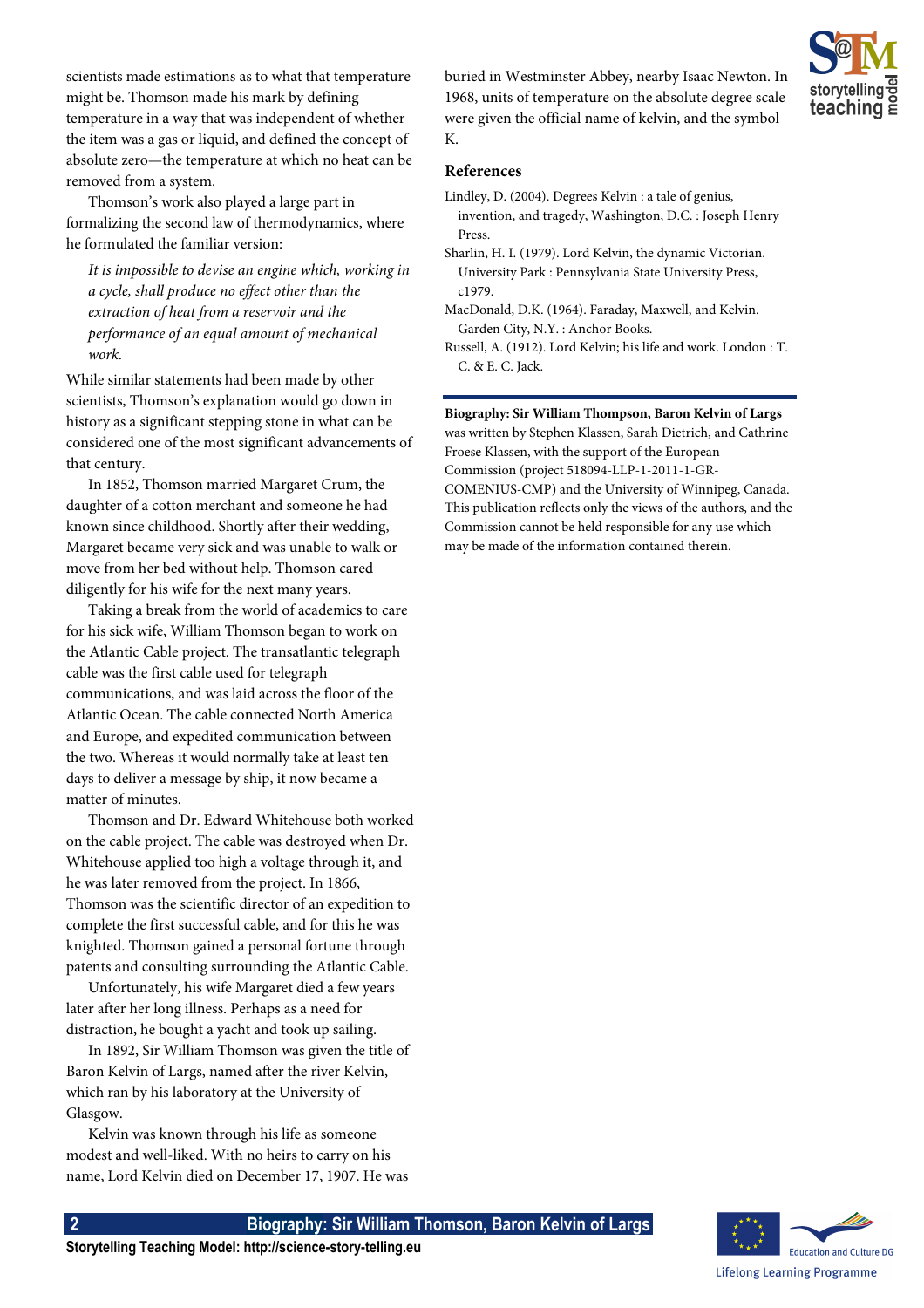scientists made estimations as to what that temperature might be. Thomson made his mark by defining temperature in a way that was independent of whether the item was a gas or liquid, and defined the concept of absolute zero—the temperature at which no heat can be removed from a system.

Thomson's work also played a large part in formalizing the second law of thermodynamics, where he formulated the familiar version:

> *It is impossible to devise an engine which, working in a cycle, shall produce no effect other than the extraction of heat from a reservoir and the performance of an equal amount of mechanical work.*

While similar statements had been made by other scientists, Thomson's explanation would go down in history as a significant stepping stone in what can be considered one of the most significant advancements of that century.

In 1852, Thomson married Margaret Crum, the daughter of a cotton merchant and someone he had known since childhood. Shortly after their wedding, Margaret became very sick and was unable to walk or move from her bed without help. Thomson cared diligently for his wife for the next many years.

Taking a break from the world of academics to care for his sick wife, William Thomson began to work on the Atlantic Cable project. The transatlantic telegraph cable was the first cable used for telegraph communications, and was laid across the floor of the Atlantic Ocean. The cable connected North America and Europe, and expedited communication between the two. Whereas it would normally take at least ten days to deliver a message by ship, it now became a matter of minutes.

Thomson and Dr. Edward Whitehouse both worked on the cable project. The cable was destroyed when Dr. Whitehouse applied too high a voltage through it, and he was later removed from the project. In 1866, Thomson was the scientific director of an expedition to complete the first successful cable, and for this he was knighted. Thomson gained a personal fortune through patents and consulting surrounding the Atlantic Cable.

Unfortunately, his wife Margaret died a few years later after her long illness. Perhaps as a need for distraction, he bought a yacht and took up sailing.

In 1892, Sir William Thomson was given the title of Baron Kelvin of Largs, named after the river Kelvin, which ran by his laboratory at the University of Glasgow.

Kelvin was known through his life as someone modest and well-liked. With no heirs to carry on his name, Lord Kelvin died on December 17, 1907. He was buried in Westminster Abbey, nearby Isaac Newton. In 1968, units of temperature on the absolute degree scale were given the official name of kelvin, and the symbol K.

## References

Lindley, D. (2004). Degrees Kelvin : a tale of genius, invention, and tragedy, Washington, D.C. : Joseph Henry Press.

Sharlin, H. I. (1979). Lord Kelvin, the dynamic Victorian. University Park : Pennsylvania State University Press, c1979.

MacDonald, D.K. (1964). Faraday, Maxwell, and Kelvin. Garden City, N.Y. : Anchor Books.

Russell, A. (1912). Lord Kelvin; his life and work. London : T. C. & E. C. Jack.

---

**Biography: Sir William Thompson, Baron Kelvin of Largs** was written by Stephen Klassen, Sarah Dietrich, and Cathrine Froese Klassen, with the support of the European Commission (project 518094-LLP-1-2011-1-GR-COMENIUS-CMP) and the University of Winnipeg, Canada. This publication reflects only the views of the authors, and the Commission cannot be held responsible for any use which may be made of the information contained therein.